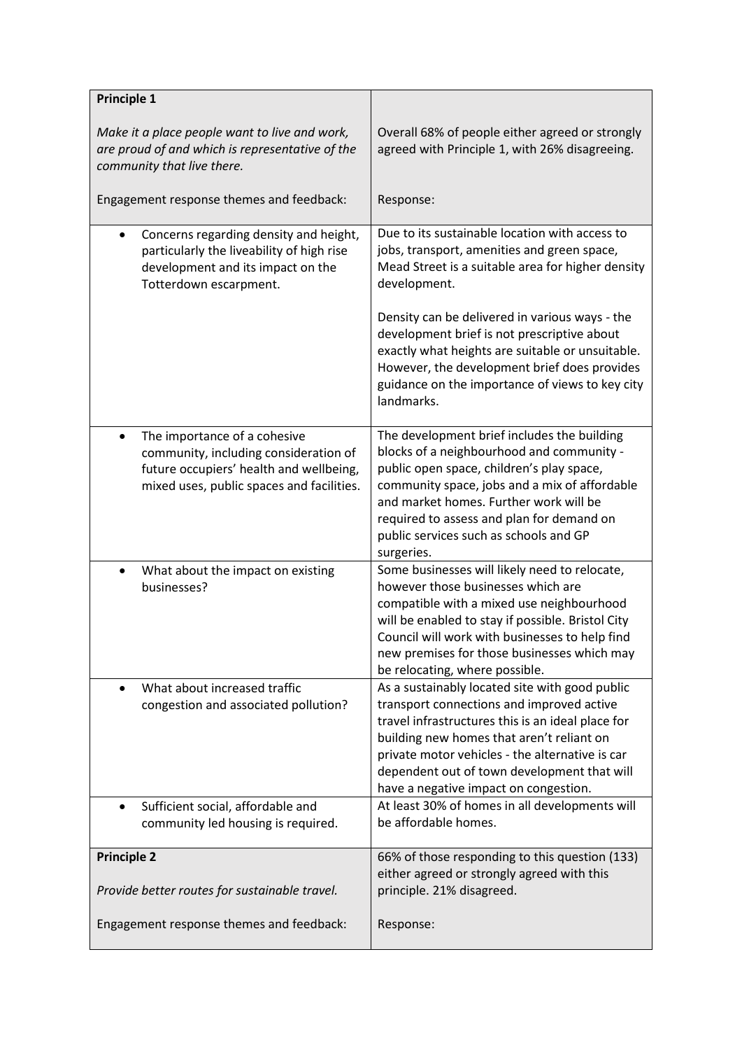| **Principle 1**<br><br>*Make it a place people want to live and work, are proud of and which is representative of the community that live there.*<br><br>Engagement response themes and feedback: | Overall 68% of people either agreed or strongly agreed with Principle 1, with 26% disagreeing.<br><br>Response: |
|---|---|
| • Concerns regarding density and height, particularly the liveability of high rise development and its impact on the Totterdown escarpment. | Due to its sustainable location with access to jobs, transport, amenities and green space, Mead Street is a suitable area for higher density development.<br><br>Density can be delivered in various ways - the development brief is not prescriptive about exactly what heights are suitable or unsuitable. However, the development brief does provides guidance on the importance of views to key city landmarks. |
| • The importance of a cohesive community, including consideration of future occupiers' health and wellbeing, mixed uses, public spaces and facilities. | The development brief includes the building blocks of a neighbourhood and community - public open space, children's play space, community space, jobs and a mix of affordable and market homes. Further work will be required to assess and plan for demand on public services such as schools and GP surgeries. |
| • What about the impact on existing businesses? | Some businesses will likely need to relocate, however those businesses which are compatible with a mixed use neighbourhood will be enabled to stay if possible. Bristol City Council will work with businesses to help find new premises for those businesses which may be relocating, where possible. |
| • What about increased traffic congestion and associated pollution? | As a sustainably located site with good public transport connections and improved active travel infrastructures this is an ideal place for building new homes that aren't reliant on private motor vehicles - the alternative is car dependent out of town development that will have a negative impact on congestion. |
| • Sufficient social, affordable and community led housing is required. | At least 30% of homes in all developments will be affordable homes. |
| **Principle 2**<br><br>*Provide better routes for sustainable travel.*<br><br>Engagement response themes and feedback: | 66% of those responding to this question (133) either agreed or strongly agreed with this principle. 21% disagreed.<br><br>Response: |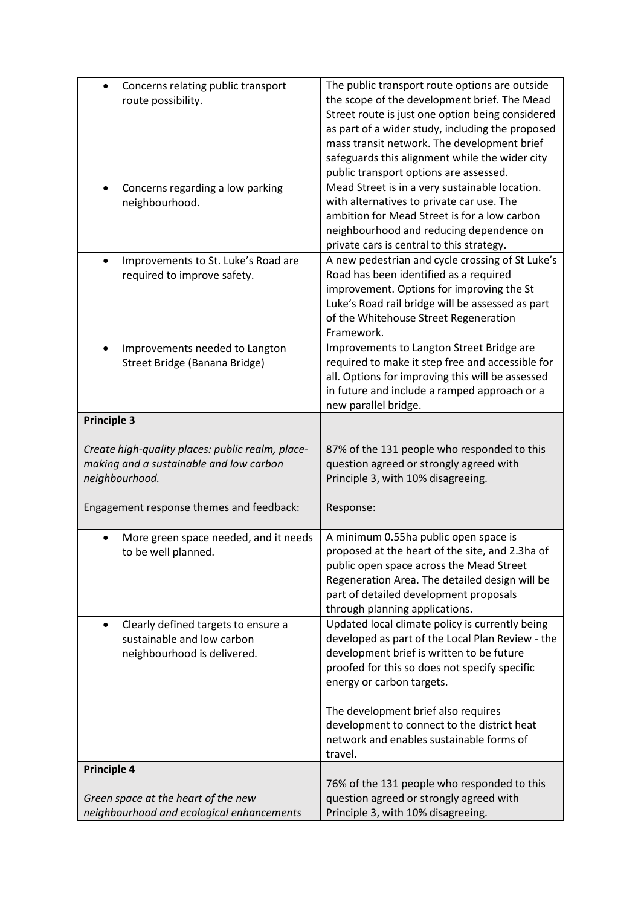| | |
|---|---|
| • Concerns relating public transport route possibility. | The public transport route options are outside the scope of the development brief. The Mead Street route is just one option being considered as part of a wider study, including the proposed mass transit network. The development brief safeguards this alignment while the wider city public transport options are assessed. |
| • Concerns regarding a low parking neighbourhood. | Mead Street is in a very sustainable location. with alternatives to private car use. The ambition for Mead Street is for a low carbon neighbourhood and reducing dependence on private cars is central to this strategy. |
| • Improvements to St. Luke's Road are required to improve safety. | A new pedestrian and cycle crossing of St Luke's Road has been identified as a required improvement. Options for improving the St Luke's Road rail bridge will be assessed as part of the Whitehouse Street Regeneration Framework. |
| • Improvements needed to Langton Street Bridge (Banana Bridge) | Improvements to Langton Street Bridge are required to make it step free and accessible for all. Options for improving this will be assessed in future and include a ramped approach or a new parallel bridge. |
| **Principle 3**<br><br>*Create high-quality places: public realm, place-making and a sustainable and low carbon neighbourhood.*<br><br>Engagement response themes and feedback: | 87% of the 131 people who responded to this question agreed or strongly agreed with Principle 3, with 10% disagreeing.<br><br>Response: |
| • More green space needed, and it needs to be well planned. | A minimum 0.55ha public open space is proposed at the heart of the site, and 2.3ha of public open space across the Mead Street Regeneration Area. The detailed design will be part of detailed development proposals through planning applications. |
| • Clearly defined targets to ensure a sustainable and low carbon neighbourhood is delivered. | Updated local climate policy is currently being developed as part of the Local Plan Review - the development brief is written to be future proofed for this so does not specify specific energy or carbon targets.<br><br>The development brief also requires development to connect to the district heat network and enables sustainable forms of travel. |
| **Principle 4**<br><br>*Green space at the heart of the new neighbourhood and ecological enhancements* | 76% of the 131 people who responded to this question agreed or strongly agreed with Principle 3, with 10% disagreeing. |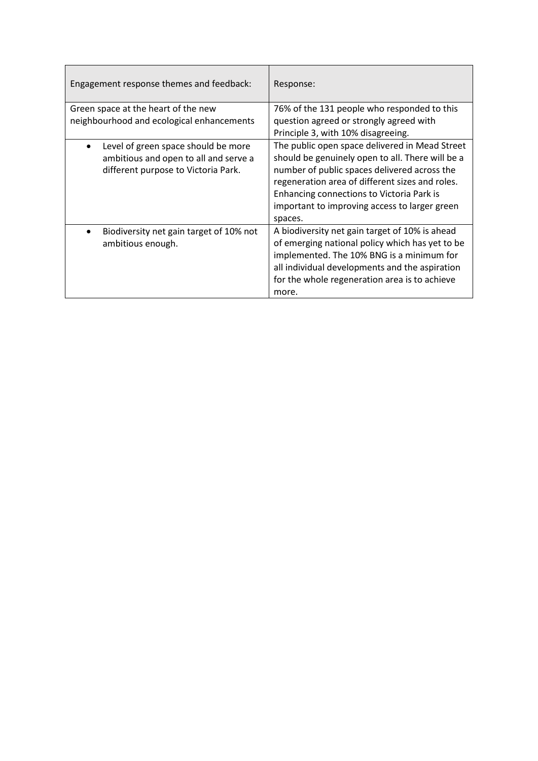| Engagement response themes and feedback: | Response: |
| --- | --- |
| Green space at the heart of the new neighbourhood and ecological enhancements | 76% of the 131 people who responded to this question agreed or strongly agreed with Principle 3, with 10% disagreeing. |
| • Level of green space should be more ambitious and open to all and serve a different purpose to Victoria Park. | The public open space delivered in Mead Street should be genuinely open to all. There will be a number of public spaces delivered across the regeneration area of different sizes and roles. Enhancing connections to Victoria Park is important to improving access to larger green spaces. |
| • Biodiversity net gain target of 10% not ambitious enough. | A biodiversity net gain target of 10% is ahead of emerging national policy which has yet to be implemented. The 10% BNG is a minimum for all individual developments and the aspiration for the whole regeneration area is to achieve more. |